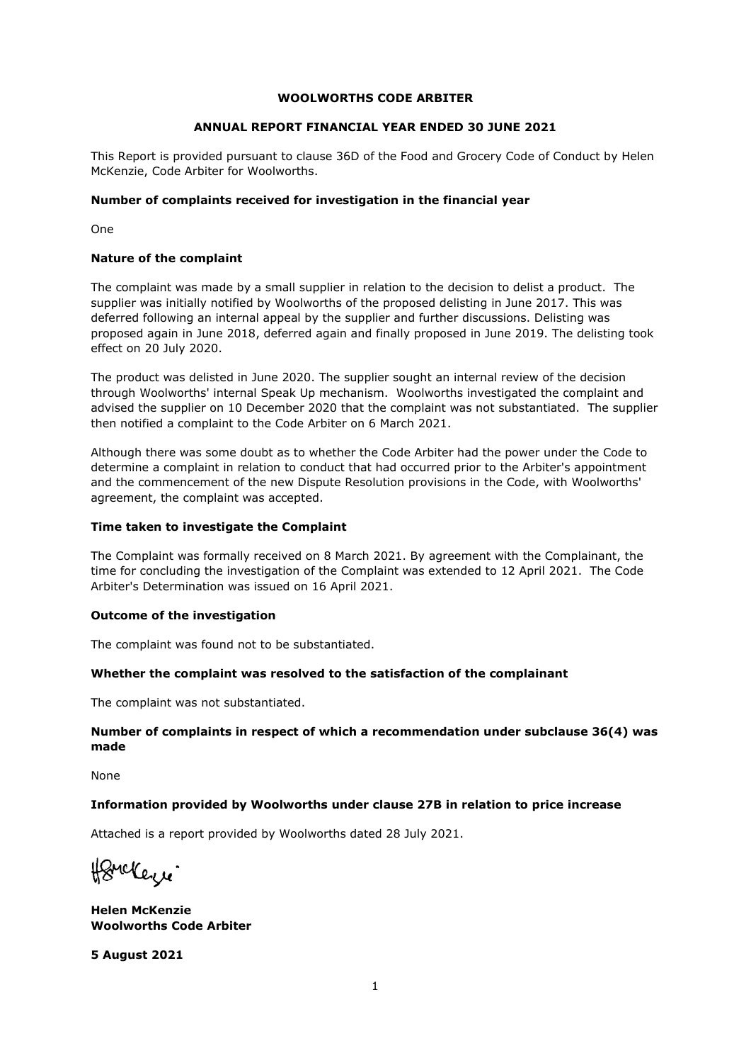# WOOLWORTHS CODE ARBITER

## ANNUAL REPORT FINANCIAL YEAR ENDED 30 JUNE 2021

This Report is provided pursuant to clause 36D of the Food and Grocery Code of Conduct by Helen McKenzie, Code Arbiter for Woolworths.

**Number of complaints received for investigation in the financial year**

One

**Nature of the complaint**

The complaint was made by a small supplier in relation to the decision to delist a product. The supplier was initially notified by Woolworths of the proposed delisting in June 2017. This was deferred following an internal appeal by the supplier and further discussions. Delisting was proposed again in June 2018, deferred again and finally proposed in June 2019. The delisting took effect on 20 July 2020.

The product was delisted in June 2020. The supplier sought an internal review of the decision through Woolworths' internal Speak Up mechanism. Woolworths investigated the complaint and advised the supplier on 10 December 2020 that the complaint was not substantiated. The supplier then notified a complaint to the Code Arbiter on 6 March 2021.

Although there was some doubt as to whether the Code Arbiter had the power under the Code to determine a complaint in relation to conduct that had occurred prior to the Arbiter's appointment and the commencement of the new Dispute Resolution provisions in the Code, with Woolworths' agreement, the complaint was accepted.

**Time taken to investigate the Complaint**

The Complaint was formally received on 8 March 2021. By agreement with the Complainant, the time for concluding the investigation of the Complaint was extended to 12 April 2021. The Code Arbiter's Determination was issued on 16 April 2021.

**Outcome of the investigation**

The complaint was found not to be substantiated.

**Whether the complaint was resolved to the satisfaction of the complainant**

The complaint was not substantiated.

**Number of complaints in respect of which a recommendation under subclause 36(4) was made**

None

**Information provided by Woolworths under clause 27B in relation to price increase**

Attached is a report provided by Woolworths dated 28 July 2021.

**Helen McKenzie**
**Woolworths Code Arbiter**

**5 August 2021**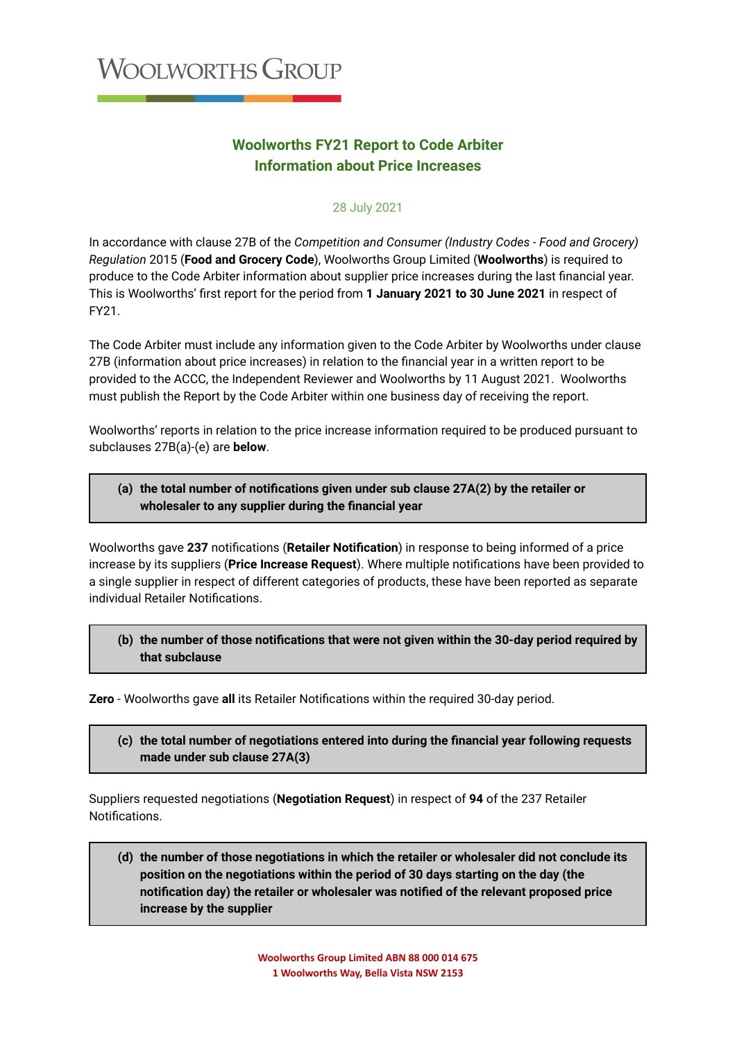# Woolworths FY21 Report to Code Arbiter
## Information about Price Increases

28 July 2021

In accordance with clause 27B of the *Competition and Consumer (Industry Codes - Food and Grocery) Regulation* 2015 (**Food and Grocery Code**), Woolworths Group Limited (**Woolworths**) is required to produce to the Code Arbiter information about supplier price increases during the last financial year. This is Woolworths' first report for the period from **1 January 2021 to 30 June 2021** in respect of FY21.

The Code Arbiter must include any information given to the Code Arbiter by Woolworths under clause 27B (information about price increases) in relation to the financial year in a written report to be provided to the ACCC, the Independent Reviewer and Woolworths by 11 August 2021. Woolworths must publish the Report by the Code Arbiter within one business day of receiving the report.

Woolworths' reports in relation to the price increase information required to be produced pursuant to subclauses 27B(a)-(e) are **below**.

**(a) the total number of notifications given under sub clause 27A(2) by the retailer or wholesaler to any supplier during the financial year**

Woolworths gave **237** notifications (**Retailer Notification**) in response to being informed of a price increase by its suppliers (**Price Increase Request**). Where multiple notifications have been provided to a single supplier in respect of different categories of products, these have been reported as separate individual Retailer Notifications.

**(b) the number of those notifications that were not given within the 30-day period required by that subclause**

**Zero** - Woolworths gave **all** its Retailer Notifications within the required 30-day period.

**(c) the total number of negotiations entered into during the financial year following requests made under sub clause 27A(3)**

Suppliers requested negotiations (**Negotiation Request**) in respect of **94** of the 237 Retailer Notifications.

**(d) the number of those negotiations in which the retailer or wholesaler did not conclude its position on the negotiations within the period of 30 days starting on the day (the notification day) the retailer or wholesaler was notified of the relevant proposed price increase by the supplier**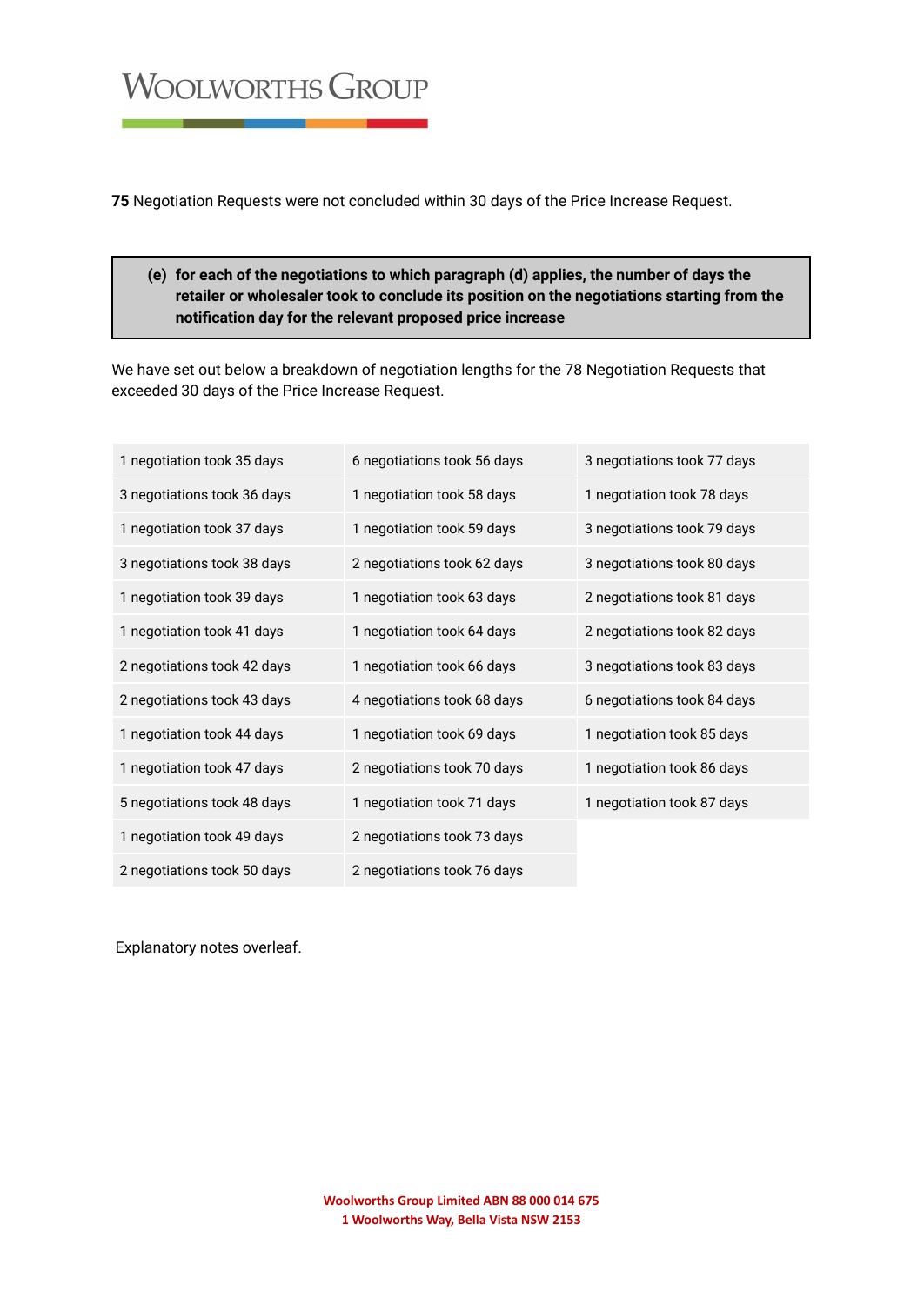**75** Negotiation Requests were not concluded within 30 days of the Price Increase Request.

> **(e) for each of the negotiations to which paragraph (d) applies, the number of days the retailer or wholesaler took to conclude its position on the negotiations starting from the notification day for the relevant proposed price increase**

We have set out below a breakdown of negotiation lengths for the 78 Negotiation Requests that exceeded 30 days of the Price Increase Request.

| | | |
|---|---|---|
| 1 negotiation took 35 days | 6 negotiations took 56 days | 3 negotiations took 77 days |
| 3 negotiations took 36 days | 1 negotiation took 58 days | 1 negotiation took 78 days |
| 1 negotiation took 37 days | 1 negotiation took 59 days | 3 negotiations took 79 days |
| 3 negotiations took 38 days | 2 negotiations took 62 days | 3 negotiations took 80 days |
| 1 negotiation took 39 days | 1 negotiation took 63 days | 2 negotiations took 81 days |
| 1 negotiation took 41 days | 1 negotiation took 64 days | 2 negotiations took 82 days |
| 2 negotiations took 42 days | 1 negotiation took 66 days | 3 negotiations took 83 days |
| 2 negotiations took 43 days | 4 negotiations took 68 days | 6 negotiations took 84 days |
| 1 negotiation took 44 days | 1 negotiation took 69 days | 1 negotiation took 85 days |
| 1 negotiation took 47 days | 2 negotiations took 70 days | 1 negotiation took 86 days |
| 5 negotiations took 48 days | 1 negotiation took 71 days | 1 negotiation took 87 days |
| 1 negotiation took 49 days | 2 negotiations took 73 days | |
| 2 negotiations took 50 days | 2 negotiations took 76 days | |

Explanatory notes overleaf.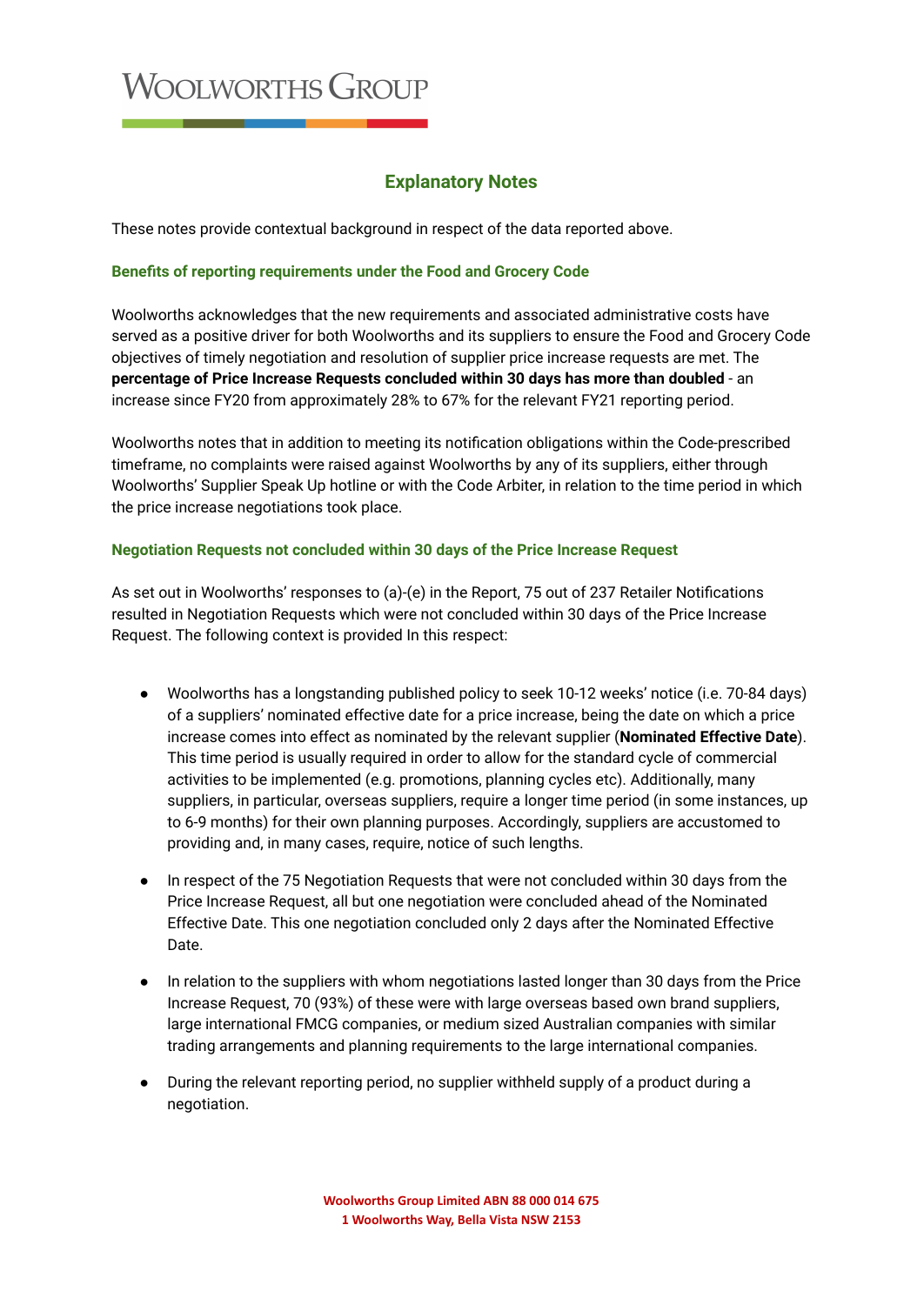# Explanatory Notes

These notes provide contextual background in respect of the data reported above.

### Benefits of reporting requirements under the Food and Grocery Code

Woolworths acknowledges that the new requirements and associated administrative costs have served as a positive driver for both Woolworths and its suppliers to ensure the Food and Grocery Code objectives of timely negotiation and resolution of supplier price increase requests are met. The **percentage of Price Increase Requests concluded within 30 days has more than doubled** - an increase since FY20 from approximately 28% to 67% for the relevant FY21 reporting period.

Woolworths notes that in addition to meeting its notification obligations within the Code-prescribed timeframe, no complaints were raised against Woolworths by any of its suppliers, either through Woolworths' Supplier Speak Up hotline or with the Code Arbiter, in relation to the time period in which the price increase negotiations took place.

### Negotiation Requests not concluded within 30 days of the Price Increase Request

As set out in Woolworths' responses to (a)-(e) in the Report, 75 out of 237 Retailer Notifications resulted in Negotiation Requests which were not concluded within 30 days of the Price Increase Request. The following context is provided In this respect:

- Woolworths has a longstanding published policy to seek 10-12 weeks' notice (i.e. 70-84 days) of a suppliers' nominated effective date for a price increase, being the date on which a price increase comes into effect as nominated by the relevant supplier (**Nominated Effective Date**). This time period is usually required in order to allow for the standard cycle of commercial activities to be implemented (e.g. promotions, planning cycles etc). Additionally, many suppliers, in particular, overseas suppliers, require a longer time period (in some instances, up to 6-9 months) for their own planning purposes. Accordingly, suppliers are accustomed to providing and, in many cases, require, notice of such lengths.
- In respect of the 75 Negotiation Requests that were not concluded within 30 days from the Price Increase Request, all but one negotiation were concluded ahead of the Nominated Effective Date. This one negotiation concluded only 2 days after the Nominated Effective Date.
- In relation to the suppliers with whom negotiations lasted longer than 30 days from the Price Increase Request, 70 (93%) of these were with large overseas based own brand suppliers, large international FMCG companies, or medium sized Australian companies with similar trading arrangements and planning requirements to the large international companies.
- During the relevant reporting period, no supplier withheld supply of a product during a negotiation.